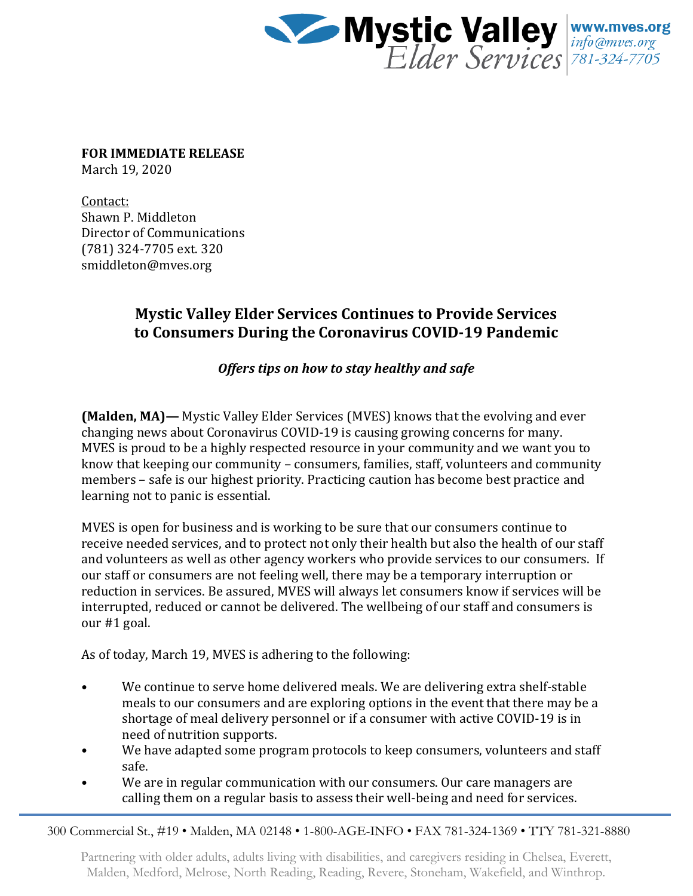Mystic Valley Elder Services | www.mves.org | info@mves.org | 781-324-7705

**FOR IMMEDIATE RELEASE**
March 19, 2020

Contact:
Shawn P. Middleton
Director of Communications
(781) 324-7705 ext. 320
smiddleton@mves.org

## Mystic Valley Elder Services Continues to Provide Services to Consumers During the Coronavirus COVID-19 Pandemic

***Offers tips on how to stay healthy and safe***

**(Malden, MA)—** Mystic Valley Elder Services (MVES) knows that the evolving and ever changing news about Coronavirus COVID-19 is causing growing concerns for many. MVES is proud to be a highly respected resource in your community and we want you to know that keeping our community – consumers, families, staff, volunteers and community members – safe is our highest priority. Practicing caution has become best practice and learning not to panic is essential.

MVES is open for business and is working to be sure that our consumers continue to receive needed services, and to protect not only their health but also the health of our staff and volunteers as well as other agency workers who provide services to our consumers. If our staff or consumers are not feeling well, there may be a temporary interruption or reduction in services. Be assured, MVES will always let consumers know if services will be interrupted, reduced or cannot be delivered. The wellbeing of our staff and consumers is our #1 goal.

As of today, March 19, MVES is adhering to the following:

- We continue to serve home delivered meals. We are delivering extra shelf-stable meals to our consumers and are exploring options in the event that there may be a shortage of meal delivery personnel or if a consumer with active COVID-19 is in need of nutrition supports.
- We have adapted some program protocols to keep consumers, volunteers and staff safe.
- We are in regular communication with our consumers. Our care managers are calling them on a regular basis to assess their well-being and need for services.

300 Commercial St., #19 • Malden, MA 02148 • 1-800-AGE-INFO • FAX 781-324-1369 • TTY 781-321-8880

Partnering with older adults, adults living with disabilities, and caregivers residing in Chelsea, Everett, Malden, Medford, Melrose, North Reading, Reading, Revere, Stoneham, Wakefield, and Winthrop.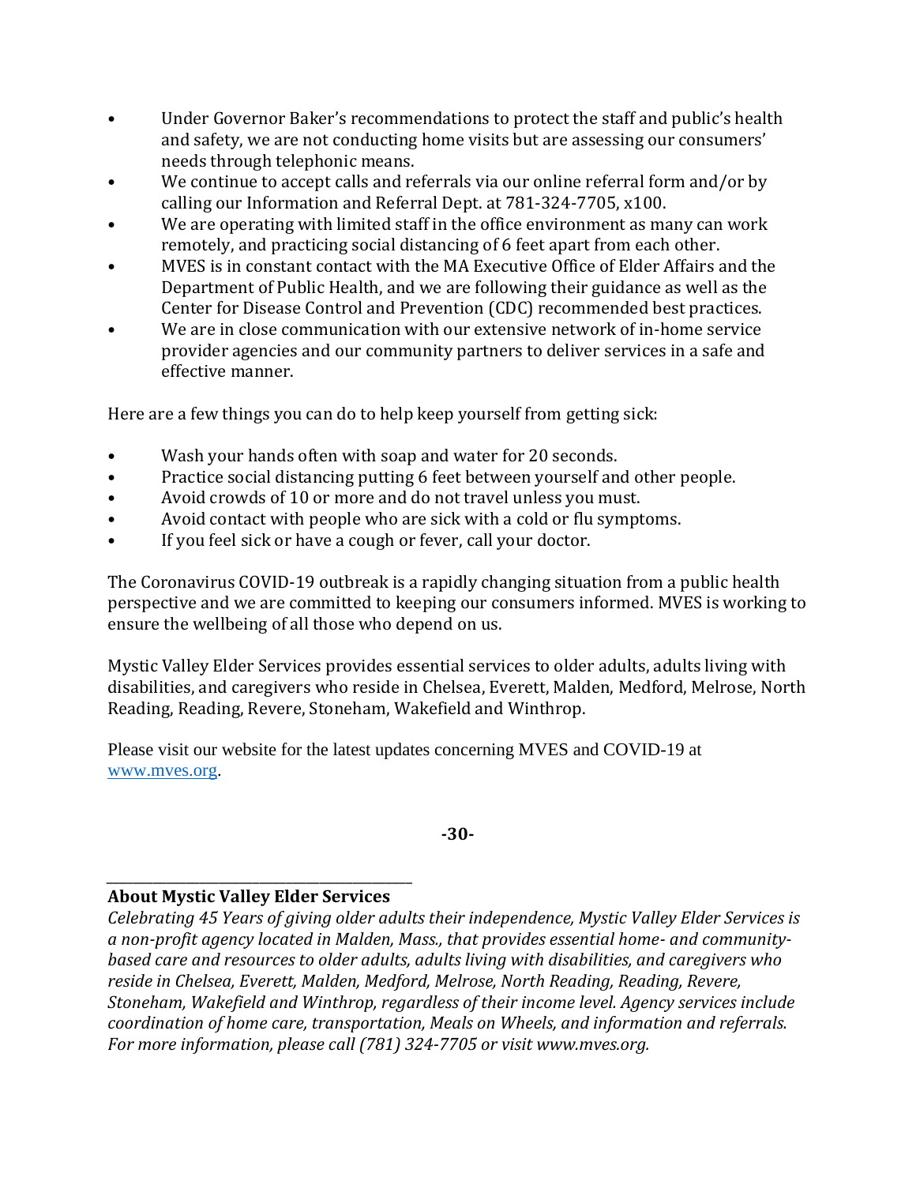- Under Governor Baker's recommendations to protect the staff and public's health and safety, we are not conducting home visits but are assessing our consumers' needs through telephonic means.
- We continue to accept calls and referrals via our online referral form and/or by calling our Information and Referral Dept. at 781-324-7705, x100.
- We are operating with limited staff in the office environment as many can work remotely, and practicing social distancing of 6 feet apart from each other.
- MVES is in constant contact with the MA Executive Office of Elder Affairs and the Department of Public Health, and we are following their guidance as well as the Center for Disease Control and Prevention (CDC) recommended best practices.
- We are in close communication with our extensive network of in-home service provider agencies and our community partners to deliver services in a safe and effective manner.

Here are a few things you can do to help keep yourself from getting sick:

- Wash your hands often with soap and water for 20 seconds.
- Practice social distancing putting 6 feet between yourself and other people.
- Avoid crowds of 10 or more and do not travel unless you must.
- Avoid contact with people who are sick with a cold or flu symptoms.
- If you feel sick or have a cough or fever, call your doctor.

The Coronavirus COVID-19 outbreak is a rapidly changing situation from a public health perspective and we are committed to keeping our consumers informed. MVES is working to ensure the wellbeing of all those who depend on us.

Mystic Valley Elder Services provides essential services to older adults, adults living with disabilities, and caregivers who reside in Chelsea, Everett, Malden, Medford, Melrose, North Reading, Reading, Revere, Stoneham, Wakefield and Winthrop.

Please visit our website for the latest updates concerning MVES and COVID-19 at www.mves.org.

**-30-**

---

**About Mystic Valley Elder Services**

*Celebrating 45 Years of giving older adults their independence, Mystic Valley Elder Services is a non-profit agency located in Malden, Mass., that provides essential home- and community-based care and resources to older adults, adults living with disabilities, and caregivers who reside in Chelsea, Everett, Malden, Medford, Melrose, North Reading, Reading, Revere, Stoneham, Wakefield and Winthrop, regardless of their income level. Agency services include coordination of home care, transportation, Meals on Wheels, and information and referrals. For more information, please call (781) 324-7705 or visit www.mves.org.*